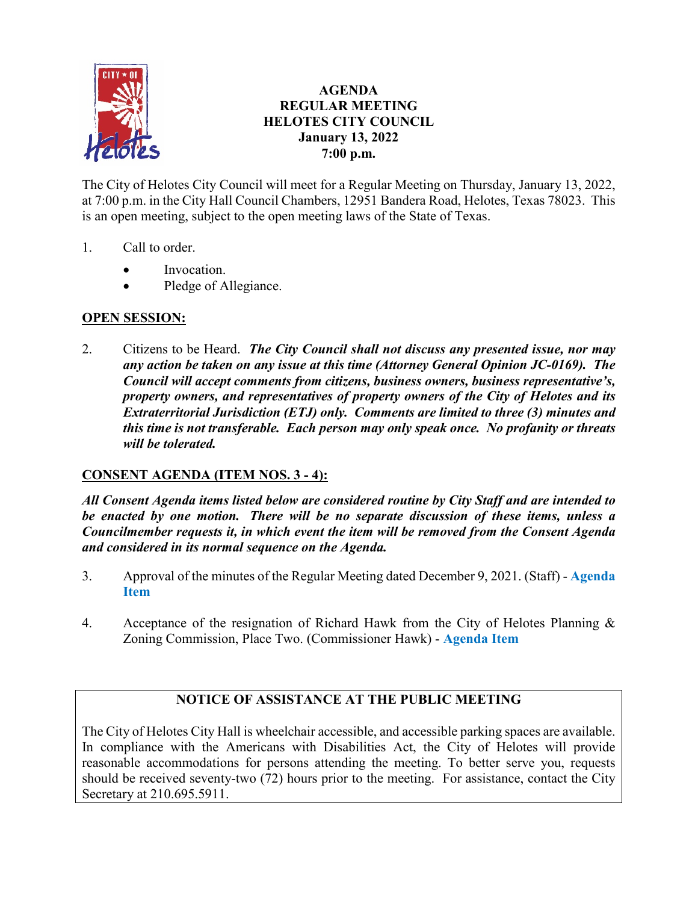# AGENDA
## REGULAR MEETING
## HELOTES CITY COUNCIL
## January 13, 2022
## 7:00 p.m.

The City of Helotes City Council will meet for a Regular Meeting on Thursday, January 13, 2022, at 7:00 p.m. in the City Hall Council Chambers, 12951 Bandera Road, Helotes, Texas 78023. This is an open meeting, subject to the open meeting laws of the State of Texas.

1. Call to order.
   - Invocation.
   - Pledge of Allegiance.

**OPEN SESSION:**

2. Citizens to be Heard. ***The City Council shall not discuss any presented issue, nor may any action be taken on any issue at this time (Attorney General Opinion JC-0169). The Council will accept comments from citizens, business owners, business representative's, property owners, and representatives of property owners of the City of Helotes and its Extraterritorial Jurisdiction (ETJ) only. Comments are limited to three (3) minutes and this time is not transferable. Each person may only speak once. No profanity or threats will be tolerated.***

**CONSENT AGENDA (ITEM NOS. 3 - 4):**

***All Consent Agenda items listed below are considered routine by City Staff and are intended to be enacted by one motion. There will be no separate discussion of these items, unless a Councilmember requests it, in which event the item will be removed from the Consent Agenda and considered in its normal sequence on the Agenda.***

3. Approval of the minutes of the Regular Meeting dated December 9, 2021. (Staff) - **Agenda Item**

4. Acceptance of the resignation of Richard Hawk from the City of Helotes Planning & Zoning Commission, Place Two. (Commissioner Hawk) - **Agenda Item**

**NOTICE OF ASSISTANCE AT THE PUBLIC MEETING**

The City of Helotes City Hall is wheelchair accessible, and accessible parking spaces are available. In compliance with the Americans with Disabilities Act, the City of Helotes will provide reasonable accommodations for persons attending the meeting. To better serve you, requests should be received seventy-two (72) hours prior to the meeting. For assistance, contact the City Secretary at 210.695.5911.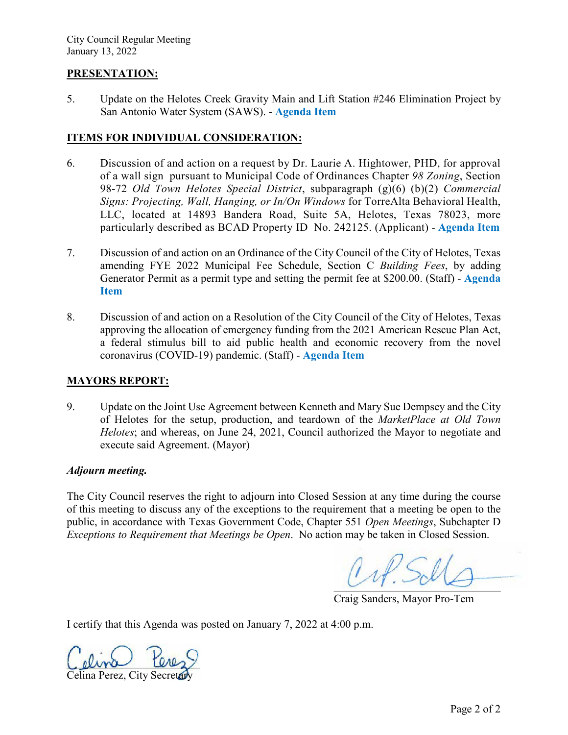City Council Regular Meeting
January 13, 2022

**PRESENTATION:**

5. Update on the Helotes Creek Gravity Main and Lift Station #246 Elimination Project by San Antonio Water System (SAWS). - **Agenda Item**

**ITEMS FOR INDIVIDUAL CONSIDERATION:**

6. Discussion of and action on a request by Dr. Laurie A. Hightower, PHD, for approval of a wall sign pursuant to Municipal Code of Ordinances Chapter *98 Zoning*, Section 98-72 *Old Town Helotes Special District*, subparagraph (g)(6) (b)(2) *Commercial Signs: Projecting, Wall, Hanging, or In/On Windows* for TorreAlta Behavioral Health, LLC, located at 14893 Bandera Road, Suite 5A, Helotes, Texas 78023, more particularly described as BCAD Property ID No. 242125. (Applicant) - **Agenda Item**

7. Discussion of and action on an Ordinance of the City Council of the City of Helotes, Texas amending FYE 2022 Municipal Fee Schedule, Section C *Building Fees*, by adding Generator Permit as a permit type and setting the permit fee at $200.00. (Staff) - **Agenda Item**

8. Discussion of and action on a Resolution of the City Council of the City of Helotes, Texas approving the allocation of emergency funding from the 2021 American Rescue Plan Act, a federal stimulus bill to aid public health and economic recovery from the novel coronavirus (COVID-19) pandemic. (Staff) - **Agenda Item**

**MAYORS REPORT:**

9. Update on the Joint Use Agreement between Kenneth and Mary Sue Dempsey and the City of Helotes for the setup, production, and teardown of the *MarketPlace at Old Town Helotes*; and whereas, on June 24, 2021, Council authorized the Mayor to negotiate and execute said Agreement. (Mayor)

***Adjourn meeting.***

The City Council reserves the right to adjourn into Closed Session at any time during the course of this meeting to discuss any of the exceptions to the requirement that a meeting be open to the public, in accordance with Texas Government Code, Chapter 551 *Open Meetings*, Subchapter D *Exceptions to Requirement that Meetings be Open*. No action may be taken in Closed Session.

Craig Sanders, Mayor Pro-Tem

I certify that this Agenda was posted on January 7, 2022 at 4:00 p.m.

Celina Perez, City Secretary